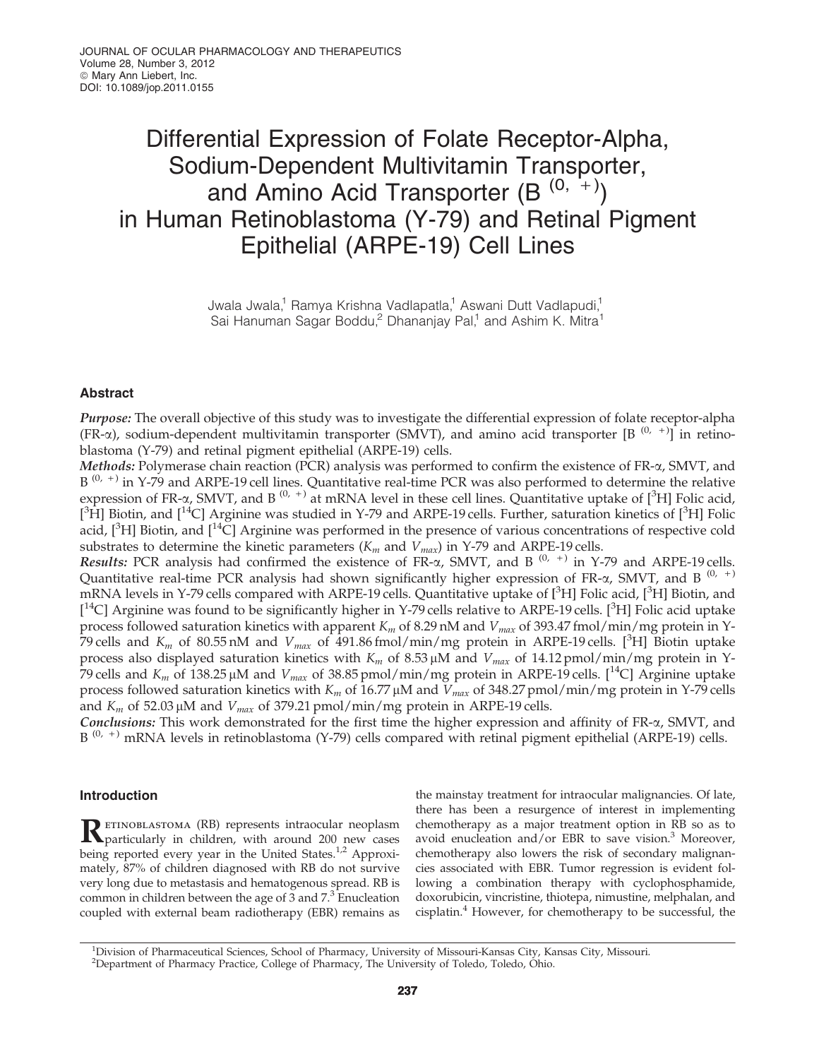# Differential Expression of Folate Receptor-Alpha, Sodium-Dependent Multivitamin Transporter, and Amino Acid Transporter (B $^{(0,\ +)}$) in Human Retinoblastoma (Y-79) and Retinal Pigment Epithelial (ARPE-19) Cell Lines

Jwala Jwala,[1] Ramya Krishna Vadlapatla,[1] Aswani Dutt Vadlapudi,[1] Sai Hanuman Sagar Boddu,[2] Dhananjay Pal,[1] and Ashim K. Mitra[1]

## Abstract

***Purpose:*** The overall objective of this study was to investigate the differential expression of folate receptor-alpha (FR-α), sodium-dependent multivitamin transporter (SMVT), and amino acid transporter [B $^{(0,\ +)}$] in retinoblastoma (Y-79) and retinal pigment epithelial (ARPE-19) cells.

***Methods:*** Polymerase chain reaction (PCR) analysis was performed to confirm the existence of FR-α, SMVT, and B $^{(0,\ +)}$ in Y-79 and ARPE-19 cell lines. Quantitative real-time PCR was also performed to determine the relative expression of FR-α, SMVT, and B $^{(0,\ +)}$ at mRNA level in these cell lines. Quantitative uptake of [$^3$H] Folic acid, [$^3$H] Biotin, and [$^{14}$C] Arginine was studied in Y-79 and ARPE-19 cells. Further, saturation kinetics of [$^3$H] Folic acid, [$^3$H] Biotin, and [$^{14}$C] Arginine was performed in the presence of various concentrations of respective cold substrates to determine the kinetic parameters ($K_m$ and $V_{max}$) in Y-79 and ARPE-19 cells.

***Results:*** PCR analysis had confirmed the existence of FR-α, SMVT, and B $^{(0,\ +)}$ in Y-79 and ARPE-19 cells. Quantitative real-time PCR analysis had shown significantly higher expression of FR-α, SMVT, and B $^{(0,\ +)}$ mRNA levels in Y-79 cells compared with ARPE-19 cells. Quantitative uptake of [$^3$H] Folic acid, [$^3$H] Biotin, and [$^{14}$C] Arginine was found to be significantly higher in Y-79 cells relative to ARPE-19 cells. [$^3$H] Folic acid uptake process followed saturation kinetics with apparent $K_m$ of 8.29 nM and $V_{max}$ of 393.47 fmol/min/mg protein in Y-79 cells and $K_m$ of 80.55 nM and $V_{max}$ of 491.86 fmol/min/mg protein in ARPE-19 cells. [$^3$H] Biotin uptake process also displayed saturation kinetics with $K_m$ of 8.53 μM and $V_{max}$ of 14.12 pmol/min/mg protein in Y-79 cells and $K_m$ of 138.25 μM and $V_{max}$ of 38.85 pmol/min/mg protein in ARPE-19 cells. [$^{14}$C] Arginine uptake process followed saturation kinetics with $K_m$ of 16.77 μM and $V_{max}$ of 348.27 pmol/min/mg protein in Y-79 cells and $K_m$ of 52.03 μM and $V_{max}$ of 379.21 pmol/min/mg protein in ARPE-19 cells.

***Conclusions:*** This work demonstrated for the first time the higher expression and affinity of FR-α, SMVT, and B $^{(0,\ +)}$ mRNA levels in retinoblastoma (Y-79) cells compared with retinal pigment epithelial (ARPE-19) cells.

## Introduction

Retinoblastoma (RB) represents intraocular neoplasm particularly in children, with around 200 new cases being reported every year in the United States.[1,2] Approximately, 87% of children diagnosed with RB do not survive very long due to metastasis and hematogenous spread. RB is common in children between the age of 3 and 7.[3] Enucleation coupled with external beam radiotherapy (EBR) remains as the mainstay treatment for intraocular malignancies. Of late, there has been a resurgence of interest in implementing chemotherapy as a major treatment option in RB so as to avoid enucleation and/or EBR to save vision.[3] Moreover, chemotherapy also lowers the risk of secondary malignancies associated with EBR. Tumor regression is evident following a combination therapy with cyclophosphamide, doxorubicin, vincristine, thiotepa, nimustine, melphalan, and cisplatin.[4] However, for chemotherapy to be successful, the

[1]Division of Pharmaceutical Sciences, School of Pharmacy, University of Missouri-Kansas City, Kansas City, Missouri.
[2]Department of Pharmacy Practice, College of Pharmacy, The University of Toledo, Toledo, Ohio.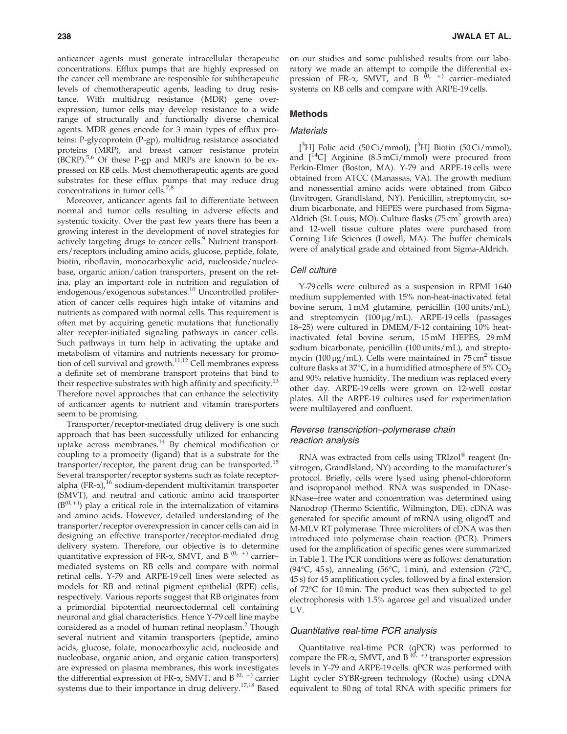anticancer agents must generate intracellular therapeutic concentrations. Efflux pumps that are highly expressed on the cancer cell membrane are responsible for subtherapeutic levels of chemotherapeutic agents, leading to drug resistance. With multidrug resistance (MDR) gene overexpression, tumor cells may develop resistance to a wide range of structurally and functionally diverse chemical agents. MDR genes encode for 3 main types of efflux proteins: P-glycoprotein (P-gp), multidrug resistance associated proteins (MRP), and breast cancer resistance protein (BCRP).[5,6] Of these P-gp and MRPs are known to be expressed on RB cells. Most chemotherapeutic agents are good substrates for these efflux pumps that may reduce drug concentrations in tumor cells.[7,8]

Moreover, anticancer agents fail to differentiate between normal and tumor cells resulting in adverse effects and systemic toxicity. Over the past few years there has been a growing interest in the development of novel strategies for actively targeting drugs to cancer cells.[9] Nutrient transporters/receptors including amino acids, glucose, peptide, folate, biotin, riboflavin, monocarboxylic acid, nucleoside/nucleobase, organic anion/cation transporters, present on the retina, play an important role in nutrition and regulation of endogenous/exogenous substances.[10] Uncontrolled proliferation of cancer cells requires high intake of vitamins and nutrients as compared with normal cells. This requirement is often met by acquiring genetic mutations that functionally alter receptor-initiated signaling pathways in cancer cells. Such pathways in turn help in activating the uptake and metabolism of vitamins and nutrients necessary for promotion of cell survival and growth.[11,12] Cell membranes express a definite set of membrane transport proteins that bind to their respective substrates with high affinity and specificity.[13] Therefore novel approaches that can enhance the selectivity of anticancer agents to nutrient and vitamin transporters seem to be promising.

Transporter/receptor-mediated drug delivery is one such approach that has been successfully utilized for enhancing uptake across membranes.[14] By chemical modification or coupling to a promoeity (ligand) that is a substrate for the transporter/receptor, the parent drug can be transported.[15] Several transporter/receptor systems such as folate receptor-alpha (FR-α),[16] sodium-dependent multivitamin transporter (SMVT), and neutral and cationic amino acid transporter ($B^{(0,+)}$) play a critical role in the internalization of vitamins and amino acids. However, detailed understanding of the transporter/receptor overexpression in cancer cells can aid in designing an effective transporter/receptor-mediated drug delivery system. Therefore, our objective is to determine quantitative expression of FR-α, SMVT, and $B^{(0,+)}$ carrier–mediated systems on RB cells and compare with normal retinal cells. Y-79 and ARPE-19 cell lines were selected as models for RB and retinal pigment epithelial (RPE) cells, respectively. Various reports suggest that RB originates from a primordial bipotential neuroectodermal cell containing neuronal and glial characteristics. Hence Y-79 cell line maybe considered as a model of human retinal neoplasm.[2] Though several nutrient and vitamin transporters (peptide, amino acids, glucose, folate, monocarboxylic acid, nucleoside and nucleobase, organic anion, and organic cation transporters) are expressed on plasma membranes, this work investigates the differential expression of FR-α, SMVT, and $B^{(0,+)}$ carrier systems due to their importance in drug delivery.[17,18] Based on our studies and some published results from our laboratory we made an attempt to compile the differential expression of FR-α, SMVT, and $B^{(0,+)}$ carrier–mediated systems on RB cells and compare with ARPE-19 cells.

## Methods

### Materials

[$^3$H] Folic acid (50 Ci/mmol), [$^3$H] Biotin (50 Ci/mmol), and [$^{14}$C] Arginine (8.5 mCi/mmol) were procured from Perkin-Elmer (Boston, MA). Y-79 and ARPE-19 cells were obtained from ATCC (Manassas, VA). The growth medium and nonessential amino acids were obtained from Gibco (Invitrogen, GrandIsland, NY). Penicillin, streptomycin, sodium bicarbonate, and HEPES were purchased from Sigma-Aldrich (St. Louis, MO). Culture flasks (75 cm$^2$ growth area) and 12-well tissue culture plates were purchased from Corning Life Sciences (Lowell, MA). The buffer chemicals were of analytical grade and obtained from Sigma-Aldrich.

### Cell culture

Y-79 cells were cultured as a suspension in RPMI 1640 medium supplemented with 15% non-heat-inactivated fetal bovine serum, 1 mM glutamine, penicillin (100 units/mL), and streptomycin (100 μg/mL). ARPE-19 cells (passages 18–25) were cultured in DMEM/F-12 containing 10% heat-inactivated fetal bovine serum, 15 mM HEPES, 29 mM sodium bicarbonate, penicillin (100 units/mL), and streptomycin (100 μg/mL). Cells were maintained in 75 cm$^2$ tissue culture flasks at 37°C, in a humidified atmosphere of 5% $CO_2$ and 90% relative humidity. The medium was replaced every other day. ARPE-19 cells were grown on 12-well costar plates. All the ARPE-19 cultures used for experimentation were multilayered and confluent.

### Reverse transcription–polymerase chain reaction analysis

RNA was extracted from cells using TRIzol® reagent (Invitrogen, GrandIsland, NY) according to the manufacturer's protocol. Briefly, cells were lysed using phenol-chloroform and isopropanol method. RNA was suspended in DNase-RNase–free water and concentration was determined using Nanodrop (Thermo Scientific, Wilmington, DE). cDNA was generated for specific amount of mRNA using oligodT and M-MLV RT polymerase. Three microliters of cDNA was then introduced into polymerase chain reaction (PCR). Primers used for the amplification of specific genes were summarized in Table 1. The PCR conditions were as follows: denaturation (94°C, 45 s), annealing (56°C, 1 min), and extension (72°C, 45 s) for 45 amplification cycles, followed by a final extension of 72°C for 10 min. The product was then subjected to gel electrophoresis with 1.5% agarose gel and visualized under UV.

### Quantitative real-time PCR analysis

Quantitative real-time PCR (qPCR) was performed to compare the FR-α, SMVT, and $B^{(0,+)}$ transporter expression levels in Y-79 and ARPE-19 cells. qPCR was performed with Light cycler SYBR-green technology (Roche) using cDNA equivalent to 80 ng of total RNA with specific primers for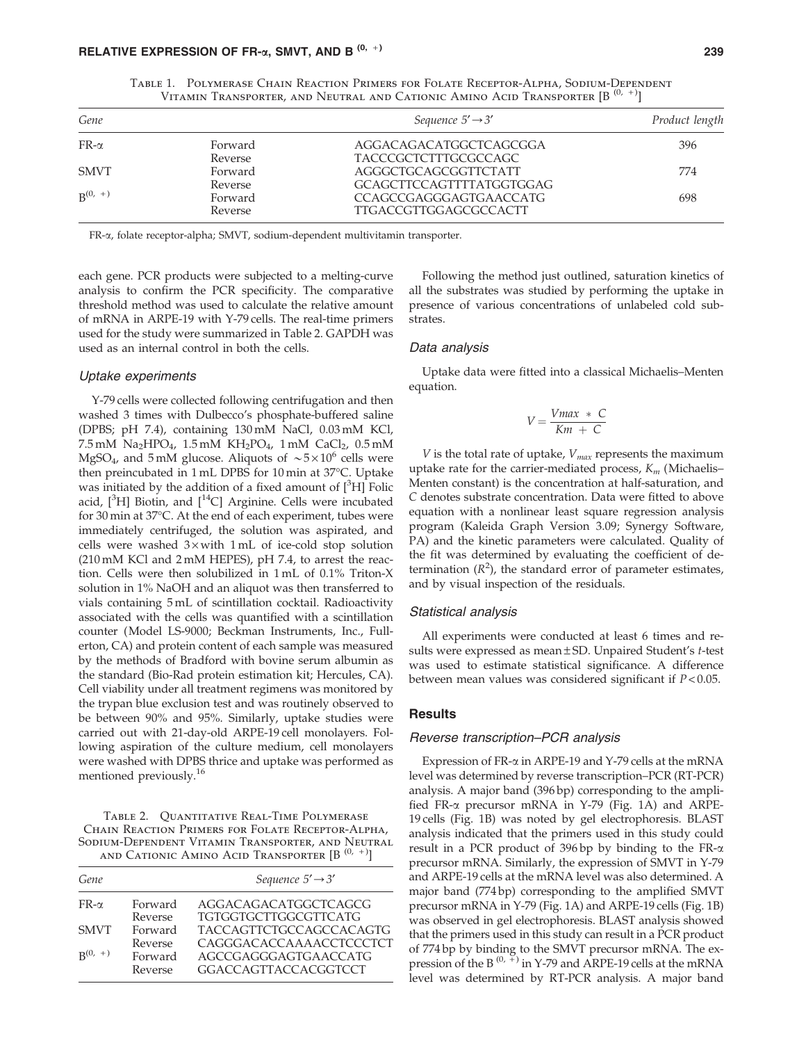Table 1. Polymerase Chain Reaction Primers for Folate Receptor-Alpha, Sodium-Dependent Vitamin Transporter, and Neutral and Cationic Amino Acid Transporter [$B^{(0,+)}$]

| Gene | | Sequence 5′→3′ | Product length |
|---|---|---|---|
| FR-α | Forward | AGGACAGACATGGCTCAGCGGA | 396 |
| | Reverse | TACCCGCTCTTTGCGCCAGC | |
| SMVT | Forward | AGGGCTGCAGCGGTTCTATT | 774 |
| | Reverse | GCAGCTTCCAGTTTTATGGTGGAG | |
| $B^{(0,+)}$ | Forward | CCAGCCGAGGGAGTGAACCATG | 698 |
| | Reverse | TTGACCGTTGGAGCGCCACTT | |

FR-α, folate receptor-alpha; SMVT, sodium-dependent multivitamin transporter.

each gene. PCR products were subjected to a melting-curve analysis to confirm the PCR specificity. The comparative threshold method was used to calculate the relative amount of mRNA in ARPE-19 with Y-79 cells. The real-time primers used for the study were summarized in Table 2. GAPDH was used as an internal control in both the cells.

### Uptake experiments

Y-79 cells were collected following centrifugation and then washed 3 times with Dulbecco's phosphate-buffered saline (DPBS; pH 7.4), containing 130 mM NaCl, 0.03 mM KCl, 7.5 mM $Na_2HPO_4$, 1.5 mM $KH_2PO_4$, 1 mM $CaCl_2$, 0.5 mM $MgSO_4$, and 5 mM glucose. Aliquots of $\sim 5\times10^6$ cells were then preincubated in 1 mL DPBS for 10 min at 37°C. Uptake was initiated by the addition of a fixed amount of [$^3$H] Folic acid, [$^3$H] Biotin, and [$^{14}$C] Arginine. Cells were incubated for 30 min at 37°C. At the end of each experiment, tubes were immediately centrifuged, the solution was aspirated, and cells were washed 3× with 1 mL of ice-cold stop solution (210 mM KCl and 2 mM HEPES), pH 7.4, to arrest the reaction. Cells were then solubilized in 1 mL of 0.1% Triton-X solution in 1% NaOH and an aliquot was then transferred to vials containing 5 mL of scintillation cocktail. Radioactivity associated with the cells was quantified with a scintillation counter (Model LS-9000; Beckman Instruments, Inc., Fullerton, CA) and protein content of each sample was measured by the methods of Bradford with bovine serum albumin as the standard (Bio-Rad protein estimation kit; Hercules, CA). Cell viability under all treatment regimens was monitored by the trypan blue exclusion test and was routinely observed to be between 90% and 95%. Similarly, uptake studies were carried out with 21-day-old ARPE-19 cell monolayers. Following aspiration of the culture medium, cell monolayers were washed with DPBS thrice and uptake was performed as mentioned previously.[16]

Table 2. Quantitative Real-Time Polymerase Chain Reaction Primers for Folate Receptor-Alpha, Sodium-Dependent Vitamin Transporter, and Neutral and Cationic Amino Acid Transporter [$B^{(0,+)}$]

| Gene | | Sequence 5′→3′ |
|---|---|---|
| FR-α | Forward | AGGACAGACATGGCTCAGCG |
| | Reverse | TGTGGTGCTTGGCGTTCATG |
| SMVT | Forward | TACCAGTTCTGCCAGCCACAGTG |
| | Reverse | CAGGGACACCAAAACCTCCCTCT |
| $B^{(0,+)}$ | Forward | AGCCGAGGGAGTGAACCATG |
| | Reverse | GGACCAGTTACCACGGTCCT |

Following the method just outlined, saturation kinetics of all the substrates was studied by performing the uptake in presence of various concentrations of unlabeled cold substrates.

### Data analysis

Uptake data were fitted into a classical Michaelis–Menten equation.

$$V = \frac{Vmax\ *\ C}{Km\ +\ C}$$

$V$ is the total rate of uptake, $V_{max}$ represents the maximum uptake rate for the carrier-mediated process, $K_m$ (Michaelis–Menten constant) is the concentration at half-saturation, and $C$ denotes substrate concentration. Data were fitted to above equation with a nonlinear least square regression analysis program (Kaleida Graph Version 3.09; Synergy Software, PA) and the kinetic parameters were calculated. Quality of the fit was determined by evaluating the coefficient of determination ($R^2$), the standard error of parameter estimates, and by visual inspection of the residuals.

### Statistical analysis

All experiments were conducted at least 6 times and results were expressed as mean ± SD. Unpaired Student's *t*-test was used to estimate statistical significance. A difference between mean values was considered significant if $P < 0.05$.

## Results

### Reverse transcription–PCR analysis

Expression of FR-α in ARPE-19 and Y-79 cells at the mRNA level was determined by reverse transcription–PCR (RT-PCR) analysis. A major band (396 bp) corresponding to the amplified FR-α precursor mRNA in Y-79 (Fig. 1A) and ARPE-19 cells (Fig. 1B) was noted by gel electrophoresis. BLAST analysis indicated that the primers used in this study could result in a PCR product of 396 bp by binding to the FR-α precursor mRNA. Similarly, the expression of SMVT in Y-79 and ARPE-19 cells at the mRNA level was also determined. A major band (774 bp) corresponding to the amplified SMVT precursor mRNA in Y-79 (Fig. 1A) and ARPE-19 cells (Fig. 1B) was observed in gel electrophoresis. BLAST analysis showed that the primers used in this study can result in a PCR product of 774 bp by binding to the SMVT precursor mRNA. The expression of the $B^{(0,+)}$ in Y-79 and ARPE-19 cells at the mRNA level was determined by RT-PCR analysis. A major band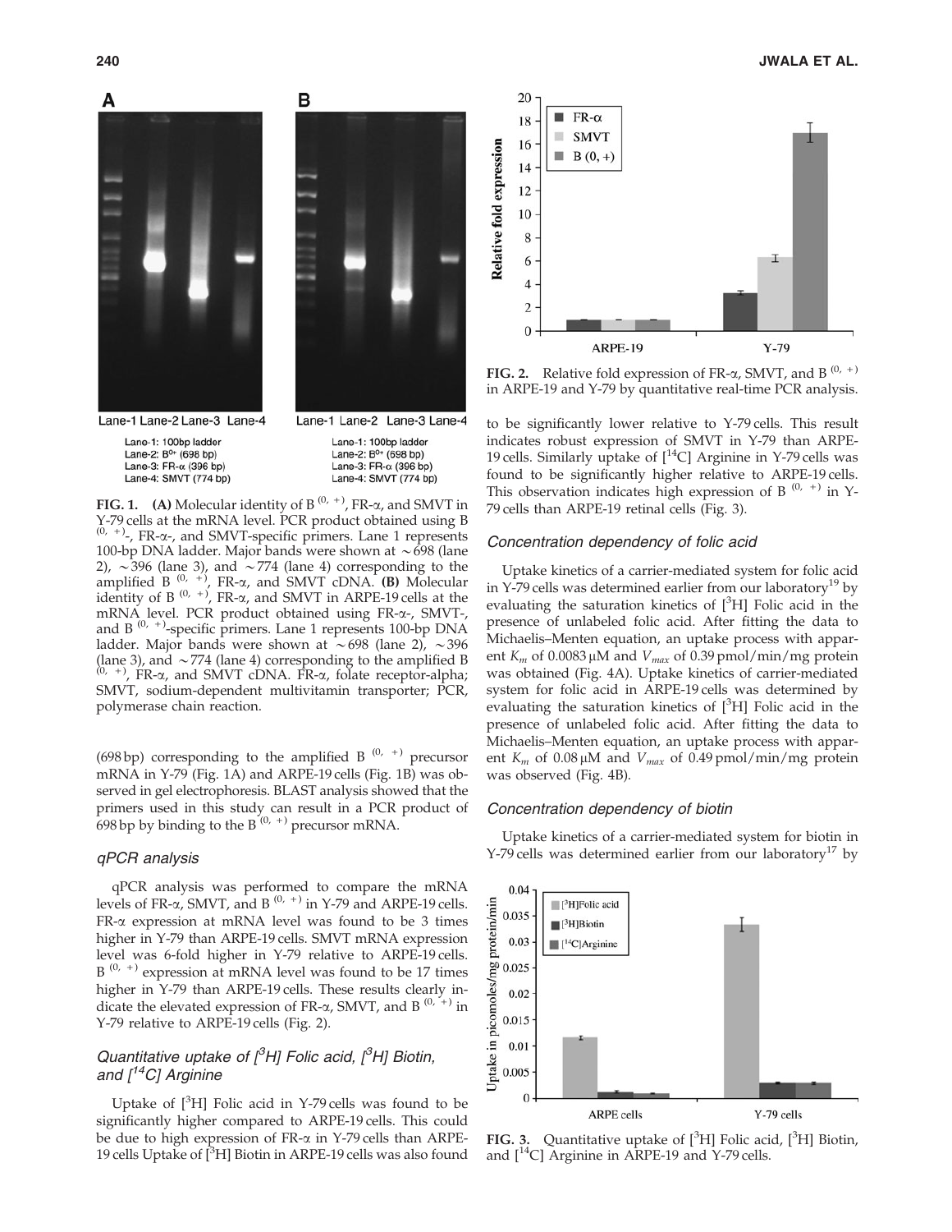Lane-1 Lane-2 Lane-3 Lane-4

Lane-1: 100bp ladder
Lane-2: $B^{0+}$ (698 bp)
Lane-3: FR-α (396 bp)
Lane-4: SMVT (774 bp)

**FIG. 1.** **(A)** Molecular identity of $B^{(0,+)}$, FR-α, and SMVT in Y-79 cells at the mRNA level. PCR product obtained using $B^{(0,+)}$-, FR-α-, and SMVT-specific primers. Lane 1 represents 100-bp DNA ladder. Major bands were shown at ~698 (lane 2), ~396 (lane 3), and ~774 (lane 4) corresponding to the amplified $B^{(0,+)}$, FR-α, and SMVT cDNA. **(B)** Molecular identity of $B^{(0,+)}$, FR-α, and SMVT in ARPE-19 cells at the mRNA level. PCR product obtained using FR-α-, SMVT-, and $B^{(0,+)}$-specific primers. Lane 1 represents 100-bp DNA ladder. Major bands were shown at ~698 (lane 2), ~396 (lane 3), and ~774 (lane 4) corresponding to the amplified $B^{(0,+)}$, FR-α, and SMVT cDNA. FR-α, folate receptor-alpha; SMVT, sodium-dependent multivitamin transporter; PCR, polymerase chain reaction.

(698 bp) corresponding to the amplified $B^{(0,+)}$ precursor mRNA in Y-79 (Fig. 1A) and ARPE-19 cells (Fig. 1B) was observed in gel electrophoresis. BLAST analysis showed that the primers used in this study can result in a PCR product of 698 bp by binding to the $B^{(0,+)}$ precursor mRNA.

### qPCR analysis

qPCR analysis was performed to compare the mRNA levels of FR-α, SMVT, and $B^{(0,+)}$ in Y-79 and ARPE-19 cells. FR-α expression at mRNA level was found to be 3 times higher in Y-79 than ARPE-19 cells. SMVT mRNA expression level was 6-fold higher in Y-79 relative to ARPE-19 cells. $B^{(0,+)}$ expression at mRNA level was found to be 17 times higher in Y-79 than ARPE-19 cells. These results clearly indicate the elevated expression of FR-α, SMVT, and $B^{(0,+)}$ in Y-79 relative to ARPE-19 cells (Fig. 2).

### Quantitative uptake of [$^3$H] Folic acid, [$^3$H] Biotin, and [$^{14}$C] Arginine

Uptake of [$^3$H] Folic acid in Y-79 cells was found to be significantly higher compared to ARPE-19 cells. This could be due to high expression of FR-α in Y-79 cells than ARPE-19 cells Uptake of [$^3$H] Biotin in ARPE-19 cells was also found to be significantly lower relative to Y-79 cells. This result indicates robust expression of SMVT in Y-79 than ARPE-19 cells. Similarly uptake of [$^{14}$C] Arginine in Y-79 cells was found to be significantly higher relative to ARPE-19 cells. This observation indicates high expression of $B^{(0,+)}$ in Y-79 cells than ARPE-19 retinal cells (Fig. 3).

**FIG. 2.** Relative fold expression of FR-α, SMVT, and $B^{(0,+)}$ in ARPE-19 and Y-79 by quantitative real-time PCR analysis.

### Concentration dependency of folic acid

Uptake kinetics of a carrier-mediated system for folic acid in Y-79 cells was determined earlier from our laboratory[19] by evaluating the saturation kinetics of [$^3$H] Folic acid in the presence of unlabeled folic acid. After fitting the data to Michaelis–Menten equation, an uptake process with apparent $K_m$ of 0.0083 μM and $V_{max}$ of 0.39 pmol/min/mg protein was obtained (Fig. 4A). Uptake kinetics of carrier-mediated system for folic acid in ARPE-19 cells was determined by evaluating the saturation kinetics of [$^3$H] Folic acid in the presence of unlabeled folic acid. After fitting the data to Michaelis–Menten equation, an uptake process with apparent $K_m$ of 0.08 μM and $V_{max}$ of 0.49 pmol/min/mg protein was observed (Fig. 4B).

### Concentration dependency of biotin

Uptake kinetics of a carrier-mediated system for biotin in Y-79 cells was determined earlier from our laboratory[17] by

**FIG. 3.** Quantitative uptake of [$^3$H] Folic acid, [$^3$H] Biotin, and [$^{14}$C] Arginine in ARPE-19 and Y-79 cells.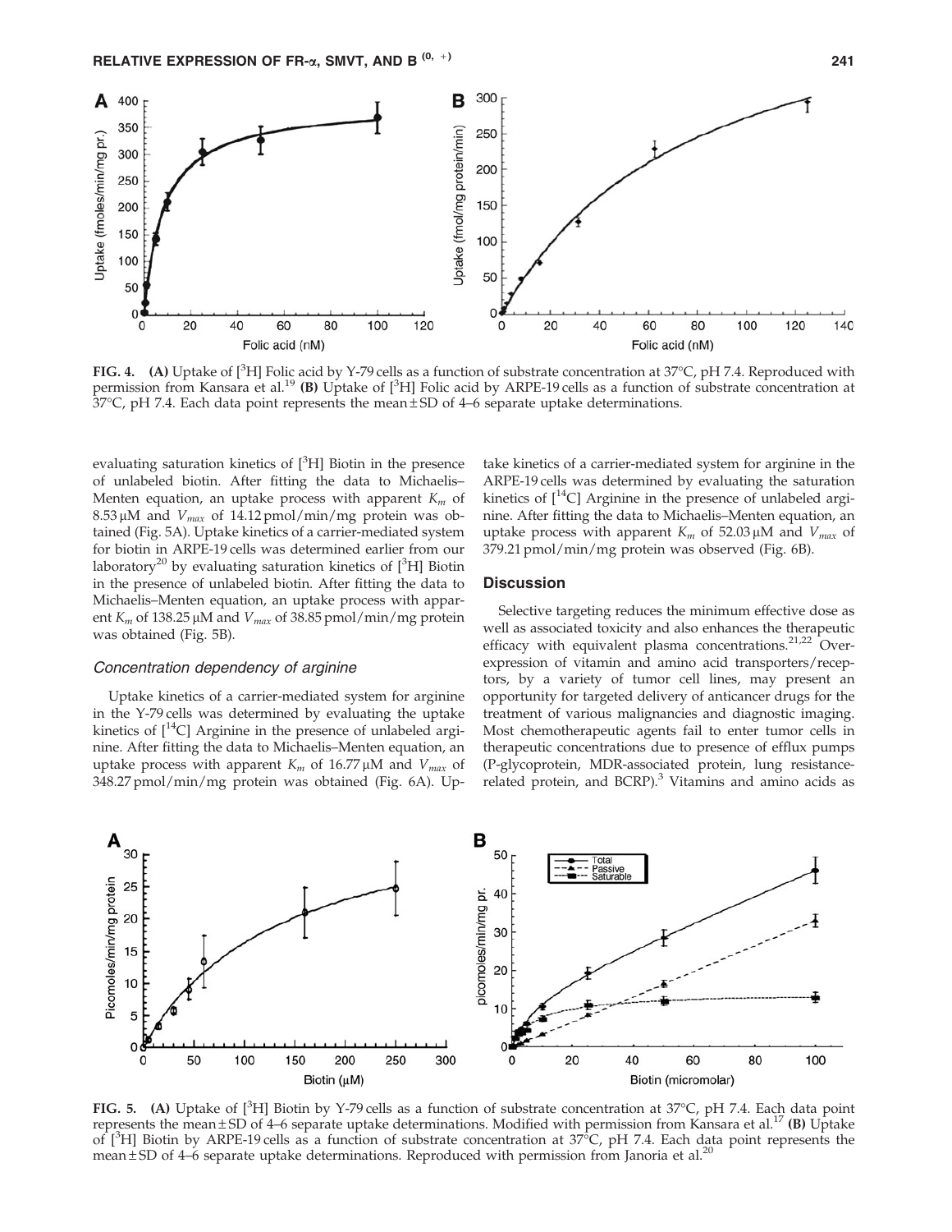**FIG. 4.** **(A)** Uptake of [$^3$H] Folic acid by Y-79 cells as a function of substrate concentration at 37°C, pH 7.4. Reproduced with permission from Kansara et al.[19] **(B)** Uptake of [$^3$H] Folic acid by ARPE-19 cells as a function of substrate concentration at 37°C, pH 7.4. Each data point represents the mean ± SD of 4–6 separate uptake determinations.

evaluating saturation kinetics of [$^3$H] Biotin in the presence of unlabeled biotin. After fitting the data to Michaelis–Menten equation, an uptake process with apparent $K_m$ of 8.53 μM and $V_{max}$ of 14.12 pmol/min/mg protein was obtained (Fig. 5A). Uptake kinetics of a carrier-mediated system for biotin in ARPE-19 cells was determined earlier from our laboratory[20] by evaluating saturation kinetics of [$^3$H] Biotin in the presence of unlabeled biotin. After fitting the data to Michaelis–Menten equation, an uptake process with apparent $K_m$ of 138.25 μM and $V_{max}$ of 38.85 pmol/min/mg protein was obtained (Fig. 5B).

### *Concentration dependency of arginine*

Uptake kinetics of a carrier-mediated system for arginine in the Y-79 cells was determined by evaluating the uptake kinetics of [$^{14}$C] Arginine in the presence of unlabeled arginine. After fitting the data to Michaelis–Menten equation, an uptake process with apparent $K_m$ of 16.77 μM and $V_{max}$ of 348.27 pmol/min/mg protein was obtained (Fig. 6A). Uptake kinetics of a carrier-mediated system for arginine in the ARPE-19 cells was determined by evaluating the saturation kinetics of [$^{14}$C] Arginine in the presence of unlabeled arginine. After fitting the data to Michaelis–Menten equation, an uptake process with apparent $K_m$ of 52.03 μM and $V_{max}$ of 379.21 pmol/min/mg protein was observed (Fig. 6B).

## Discussion

Selective targeting reduces the minimum effective dose as well as associated toxicity and also enhances the therapeutic efficacy with equivalent plasma concentrations.[21,22] Overexpression of vitamin and amino acid transporters/receptors, by a variety of tumor cell lines, may present an opportunity for targeted delivery of anticancer drugs for the treatment of various malignancies and diagnostic imaging. Most chemotherapeutic agents fail to enter tumor cells in therapeutic concentrations due to presence of efflux pumps (P-glycoprotein, MDR-associated protein, lung resistance-related protein, and BCRP).[3] Vitamins and amino acids as

**FIG. 5.** **(A)** Uptake of [$^3$H] Biotin by Y-79 cells as a function of substrate concentration at 37°C, pH 7.4. Each data point represents the mean ± SD of 4–6 separate uptake determinations. Modified with permission from Kansara et al.[17] **(B)** Uptake of [$^3$H] Biotin by ARPE-19 cells as a function of substrate concentration at 37°C, pH 7.4. Each data point represents the mean ± SD of 4–6 separate uptake determinations. Reproduced with permission from Janoria et al.[20]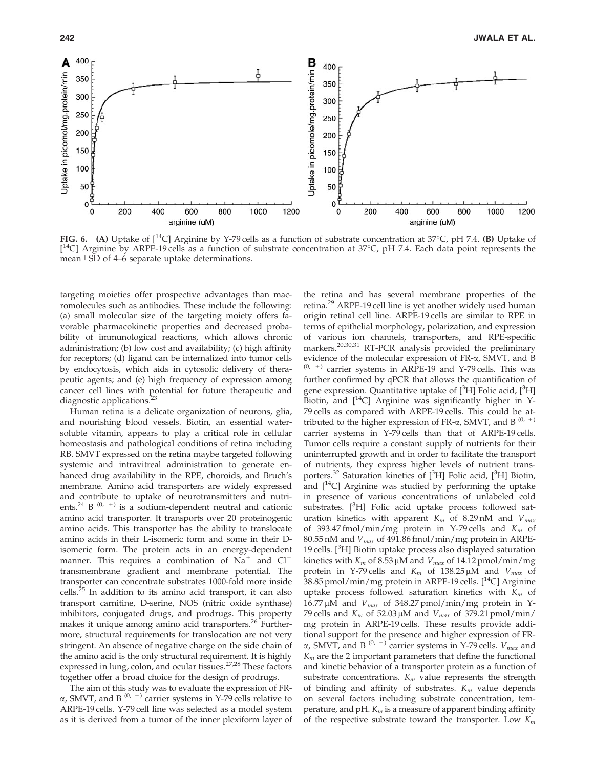FIG. 6. **(A)** Uptake of [$^{14}$C] Arginine by Y-79 cells as a function of substrate concentration at 37°C, pH 7.4. **(B)** Uptake of [$^{14}$C] Arginine by ARPE-19 cells as a function of substrate concentration at 37°C, pH 7.4. Each data point represents the mean ± SD of 4–6 separate uptake determinations.

targeting moieties offer prospective advantages than macromolecules such as antibodies. These include the following: (a) small molecular size of the targeting moiety offers favorable pharmacokinetic properties and decreased probability of immunological reactions, which allows chronic administration; (b) low cost and availability; (c) high affinity for receptors; (d) ligand can be internalized into tumor cells by endocytosis, which aids in cytosolic delivery of therapeutic agents; and (e) high frequency of expression among cancer cell lines with potential for future therapeutic and diagnostic applications.[23]

Human retina is a delicate organization of neurons, glia, and nourishing blood vessels. Biotin, an essential water-soluble vitamin, appears to play a critical role in cellular homeostasis and pathological conditions of retina including RB. SMVT expressed on the retina maybe targeted following systemic and intravitreal administration to generate enhanced drug availability in the RPE, choroids, and Bruch's membrane. Amino acid transporters are widely expressed and contribute to uptake of neurotransmitters and nutrients.[24] B $^{(0,+)}$ is a sodium-dependent neutral and cationic amino acid transporter. It transports over 20 proteinogenic amino acids. This transporter has the ability to translocate amino acids in their L-isomeric form and some in their D-isomeric form. The protein acts in an energy-dependent manner. This requires a combination of $Na^+$ and $Cl^-$ transmembrane gradient and membrane potential. The transporter can concentrate substrates 1000-fold more inside cells.[25] In addition to its amino acid transport, it can also transport carnitine, D-serine, NOS (nitric oxide synthase) inhibitors, conjugated drugs, and prodrugs. This property makes it unique among amino acid transporters.[26] Furthermore, structural requirements for translocation are not very stringent. An absence of negative charge on the side chain of the amino acid is the only structural requirement. It is highly expressed in lung, colon, and ocular tissues.[27,28] These factors together offer a broad choice for the design of prodrugs.

The aim of this study was to evaluate the expression of FR-α, SMVT, and B $^{(0,+)}$ carrier systems in Y-79 cells relative to ARPE-19 cells. Y-79 cell line was selected as a model system as it is derived from a tumor of the inner plexiform layer of the retina and has several membrane properties of the retina.[29] ARPE-19 cell line is yet another widely used human origin retinal cell line. ARPE-19 cells are similar to RPE in terms of epithelial morphology, polarization, and expression of various ion channels, transporters, and RPE-specific markers.[20,30,31] RT-PCR analysis provided the preliminary evidence of the molecular expression of FR-α, SMVT, and B $^{(0,+)}$ carrier systems in ARPE-19 and Y-79 cells. This was further confirmed by qPCR that allows the quantification of gene expression. Quantitative uptake of [$^{3}$H] Folic acid, [$^{3}$H] Biotin, and [$^{14}$C] Arginine was significantly higher in Y-79 cells as compared with ARPE-19 cells. This could be attributed to the higher expression of FR-α, SMVT, and B $^{(0,+)}$ carrier systems in Y-79 cells than that of ARPE-19 cells. Tumor cells require a constant supply of nutrients for their uninterrupted growth and in order to facilitate the transport of nutrients, they express higher levels of nutrient transporters.[32] Saturation kinetics of [$^{3}$H] Folic acid, [$^{3}$H] Biotin, and [$^{14}$C] Arginine was studied by performing the uptake in presence of various concentrations of unlabeled cold substrates. [$^{3}$H] Folic acid uptake process followed saturation kinetics with apparent $K_m$ of 8.29 nM and $V_{max}$ of 393.47 fmol/min/mg protein in Y-79 cells and $K_m$ of 80.55 nM and $V_{max}$ of 491.86 fmol/min/mg protein in ARPE-19 cells. [$^{3}$H] Biotin uptake process also displayed saturation kinetics with $K_m$ of 8.53 μM and $V_{max}$ of 14.12 pmol/min/mg protein in Y-79 cells and $K_m$ of 138.25 μM and $V_{max}$ of 38.85 pmol/min/mg protein in ARPE-19 cells. [$^{14}$C] Arginine uptake process followed saturation kinetics with $K_m$ of 16.77 μM and $V_{max}$ of 348.27 pmol/min/mg protein in Y-79 cells and $K_m$ of 52.03 μM and $V_{max}$ of 379.21 pmol/min/mg protein in ARPE-19 cells. These results provide additional support for the presence and higher expression of FR-α, SMVT, and B $^{(0,+)}$ carrier systems in Y-79 cells. $V_{max}$ and $K_m$ are the 2 important parameters that define the functional and kinetic behavior of a transporter protein as a function of substrate concentrations. $K_m$ value represents the strength of binding and affinity of substrates. $K_m$ value depends on several factors including substrate concentration, temperature, and pH. $K_m$ is a measure of apparent binding affinity of the respective substrate toward the transporter. Low $K_m$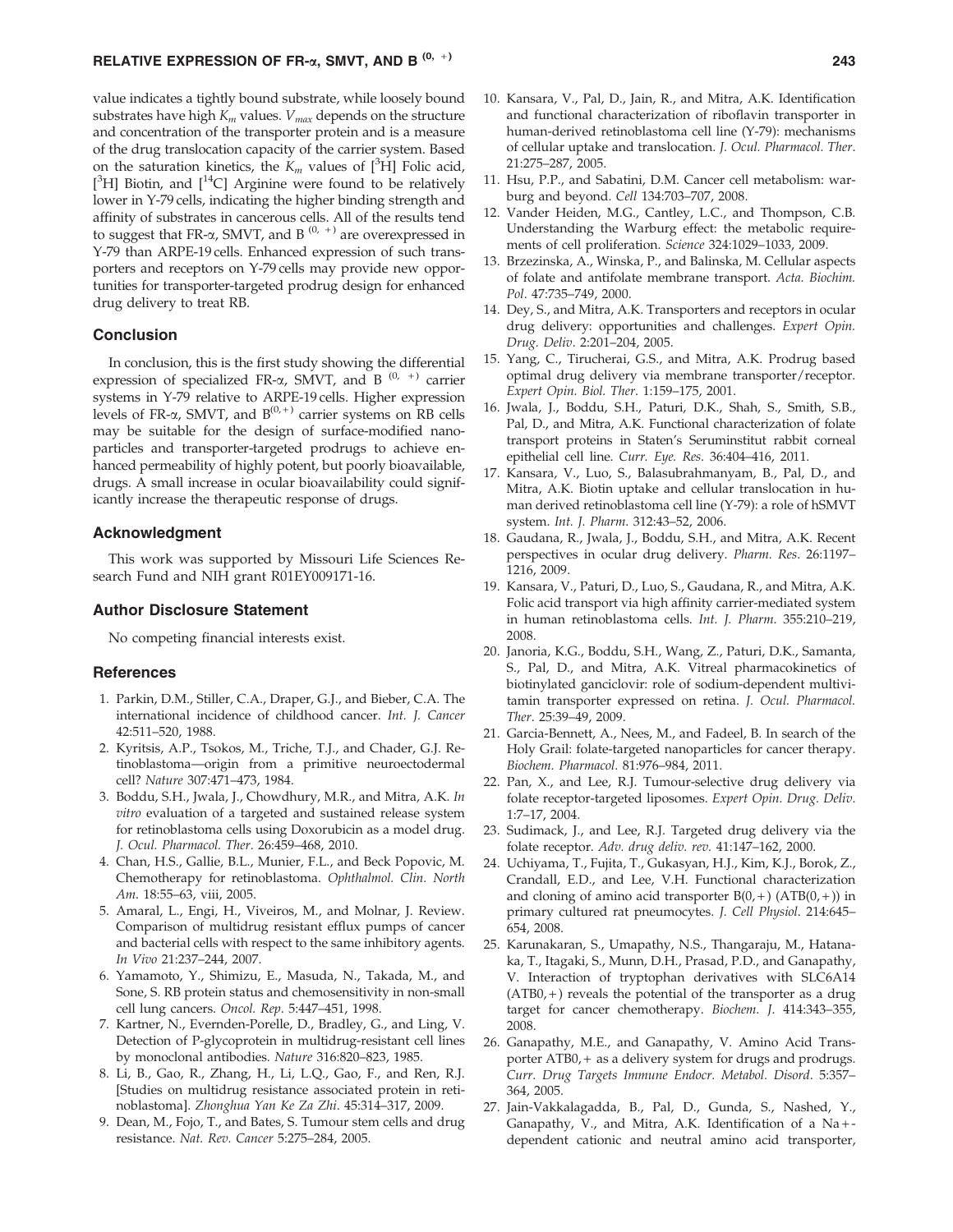value indicates a tightly bound substrate, while loosely bound substrates have high $K_m$ values. $V_{max}$ depends on the structure and concentration of the transporter protein and is a measure of the drug translocation capacity of the carrier system. Based on the saturation kinetics, the $K_m$ values of [$^3$H] Folic acid, [$^3$H] Biotin, and [$^{14}$C] Arginine were found to be relatively lower in Y-79 cells, indicating the higher binding strength and affinity of substrates in cancerous cells. All of the results tend to suggest that FR-α, SMVT, and B $^{(0,\ +)}$ are overexpressed in Y-79 than ARPE-19 cells. Enhanced expression of such transporters and receptors on Y-79 cells may provide new opportunities for transporter-targeted prodrug design for enhanced drug delivery to treat RB.

## Conclusion

In conclusion, this is the first study showing the differential expression of specialized FR-α, SMVT, and B $^{(0,\ +)}$ carrier systems in Y-79 relative to ARPE-19 cells. Higher expression levels of FR-α, SMVT, and B$^{(0,+)}$ carrier systems on RB cells may be suitable for the design of surface-modified nanoparticles and transporter-targeted prodrugs to achieve enhanced permeability of highly potent, but poorly bioavailable, drugs. A small increase in ocular bioavailability could significantly increase the therapeutic response of drugs.

## Acknowledgment

This work was supported by Missouri Life Sciences Research Fund and NIH grant R01EY009171-16.

## Author Disclosure Statement

No competing financial interests exist.

## References

1. Parkin, D.M., Stiller, C.A., Draper, G.J., and Bieber, C.A. The international incidence of childhood cancer. *Int. J. Cancer* 42:511–520, 1988.
2. Kyritsis, A.P., Tsokos, M., Triche, T.J., and Chader, G.J. Retinoblastoma—origin from a primitive neuroectodermal cell? *Nature* 307:471–473, 1984.
3. Boddu, S.H., Jwala, J., Chowdhury, M.R., and Mitra, A.K. *In vitro* evaluation of a targeted and sustained release system for retinoblastoma cells using Doxorubicin as a model drug. *J. Ocul. Pharmacol. Ther*. 26:459–468, 2010.
4. Chan, H.S., Gallie, B.L., Munier, F.L., and Beck Popovic, M. Chemotherapy for retinoblastoma. *Ophthalmol. Clin. North Am*. 18:55–63, viii, 2005.
5. Amaral, L., Engi, H., Viveiros, M., and Molnar, J. Review. Comparison of multidrug resistant efflux pumps of cancer and bacterial cells with respect to the same inhibitory agents. *In Vivo* 21:237–244, 2007.
6. Yamamoto, Y., Shimizu, E., Masuda, N., Takada, M., and Sone, S. RB protein status and chemosensitivity in non-small cell lung cancers. *Oncol. Rep*. 5:447–451, 1998.
7. Kartner, N., Evernden-Porelle, D., Bradley, G., and Ling, V. Detection of P-glycoprotein in multidrug-resistant cell lines by monoclonal antibodies. *Nature* 316:820–823, 1985.
8. Li, B., Gao, R., Zhang, H., Li, L.Q., Gao, F., and Ren, R.J. [Studies on multidrug resistance associated protein in retinoblastoma]. *Zhonghua Yan Ke Za Zhi*. 45:314–317, 2009.
9. Dean, M., Fojo, T., and Bates, S. Tumour stem cells and drug resistance. *Nat. Rev. Cancer* 5:275–284, 2005.
10. Kansara, V., Pal, D., Jain, R., and Mitra, A.K. Identification and functional characterization of riboflavin transporter in human-derived retinoblastoma cell line (Y-79): mechanisms of cellular uptake and translocation. *J. Ocul. Pharmacol. Ther*. 21:275–287, 2005.
11. Hsu, P.P., and Sabatini, D.M. Cancer cell metabolism: warburg and beyond. *Cell* 134:703–707, 2008.
12. Vander Heiden, M.G., Cantley, L.C., and Thompson, C.B. Understanding the Warburg effect: the metabolic requirements of cell proliferation. *Science* 324:1029–1033, 2009.
13. Brzezinska, A., Winska, P., and Balinska, M. Cellular aspects of folate and antifolate membrane transport. *Acta. Biochim. Pol*. 47:735–749, 2000.
14. Dey, S., and Mitra, A.K. Transporters and receptors in ocular drug delivery: opportunities and challenges. *Expert Opin. Drug. Deliv*. 2:201–204, 2005.
15. Yang, C., Tirucherai, G.S., and Mitra, A.K. Prodrug based optimal drug delivery via membrane transporter/receptor. *Expert Opin. Biol. Ther*. 1:159–175, 2001.
16. Jwala, J., Boddu, S.H., Paturi, D.K., Shah, S., Smith, S.B., Pal, D., and Mitra, A.K. Functional characterization of folate transport proteins in Staten's Seruminstitut rabbit corneal epithelial cell line. *Curr. Eye. Res*. 36:404–416, 2011.
17. Kansara, V., Luo, S., Balasubrahmanyam, B., Pal, D., and Mitra, A.K. Biotin uptake and cellular translocation in human derived retinoblastoma cell line (Y-79): a role of hSMVT system. *Int. J. Pharm*. 312:43–52, 2006.
18. Gaudana, R., Jwala, J., Boddu, S.H., and Mitra, A.K. Recent perspectives in ocular drug delivery. *Pharm. Res*. 26:1197–1216, 2009.
19. Kansara, V., Paturi, D., Luo, S., Gaudana, R., and Mitra, A.K. Folic acid transport via high affinity carrier-mediated system in human retinoblastoma cells. *Int. J. Pharm*. 355:210–219, 2008.
20. Janoria, K.G., Boddu, S.H., Wang, Z., Paturi, D.K., Samanta, S., Pal, D., and Mitra, A.K. Vitreal pharmacokinetics of biotinylated ganciclovir: role of sodium-dependent multivitamin transporter expressed on retina. *J. Ocul. Pharmacol. Ther*. 25:39–49, 2009.
21. Garcia-Bennett, A., Nees, M., and Fadeel, B. In search of the Holy Grail: folate-targeted nanoparticles for cancer therapy. *Biochem. Pharmacol*. 81:976–984, 2011.
22. Pan, X., and Lee, R.J. Tumour-selective drug delivery via folate receptor-targeted liposomes. *Expert Opin. Drug. Deliv*. 1:7–17, 2004.
23. Sudimack, J., and Lee, R.J. Targeted drug delivery via the folate receptor. *Adv. drug deliv. rev*. 41:147–162, 2000.
24. Uchiyama, T., Fujita, T., Gukasyan, H.J., Kim, K.J., Borok, Z., Crandall, E.D., and Lee, V.H. Functional characterization and cloning of amino acid transporter B(0,+) (ATB(0,+)) in primary cultured rat pneumocytes. *J. Cell Physiol*. 214:645–654, 2008.
25. Karunakaran, S., Umapathy, N.S., Thangaraju, M., Hatanaka, T., Itagaki, S., Munn, D.H., Prasad, P.D., and Ganapathy, V. Interaction of tryptophan derivatives with SLC6A14 (ATB0,+) reveals the potential of the transporter as a drug target for cancer chemotherapy. *Biochem. J*. 414:343–355, 2008.
26. Ganapathy, M.E., and Ganapathy, V. Amino Acid Transporter ATB0,+ as a delivery system for drugs and prodrugs. *Curr. Drug Targets Immune Endocr. Metabol. Disord*. 5:357–364, 2005.
27. Jain-Vakkalagadda, B., Pal, D., Gunda, S., Nashed, Y., Ganapathy, V., and Mitra, A.K. Identification of a Na+-dependent cationic and neutral amino acid transporter,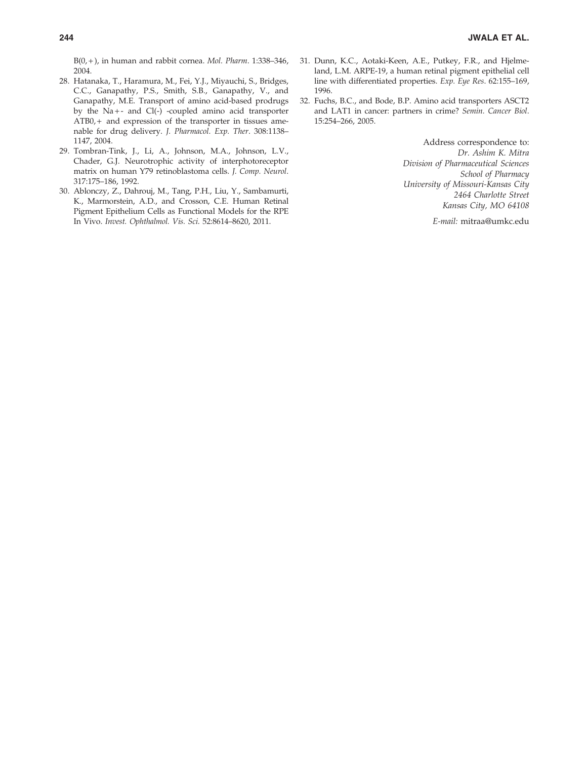B(0,+), in human and rabbit cornea. *Mol. Pharm*. 1:338–346, 2004.

28. Hatanaka, T., Haramura, M., Fei, Y.J., Miyauchi, S., Bridges, C.C., Ganapathy, P.S., Smith, S.B., Ganapathy, V., and Ganapathy, M.E. Transport of amino acid-based prodrugs by the Na+- and Cl(-) -coupled amino acid transporter ATB0,+ and expression of the transporter in tissues amenable for drug delivery. *J. Pharmacol. Exp. Ther*. 308:1138–1147, 2004.
29. Tombran-Tink, J., Li, A., Johnson, M.A., Johnson, L.V., Chader, G.J. Neurotrophic activity of interphotoreceptor matrix on human Y79 retinoblastoma cells. *J. Comp. Neurol*. 317:175–186, 1992.
30. Ablonczy, Z., Dahrouj, M., Tang, P.H., Liu, Y., Sambamurti, K., Marmorstein, A.D., and Crosson, C.E. Human Retinal Pigment Epithelium Cells as Functional Models for the RPE In Vivo. *Invest. Ophthalmol. Vis. Sci*. 52:8614–8620, 2011.
31. Dunn, K.C., Aotaki-Keen, A.E., Putkey, F.R., and Hjelmeland, L.M. ARPE-19, a human retinal pigment epithelial cell line with differentiated properties. *Exp. Eye Res*. 62:155–169, 1996.
32. Fuchs, B.C., and Bode, B.P. Amino acid transporters ASCT2 and LAT1 in cancer: partners in crime? *Semin. Cancer Biol*. 15:254–266, 2005.

Address correspondence to:
*Dr. Ashim K. Mitra*
*Division of Pharmaceutical Sciences*
*School of Pharmacy*
*University of Missouri-Kansas City*
*2464 Charlotte Street*
*Kansas City, MO 64108*

*E-mail:* mitraa@umkc.edu